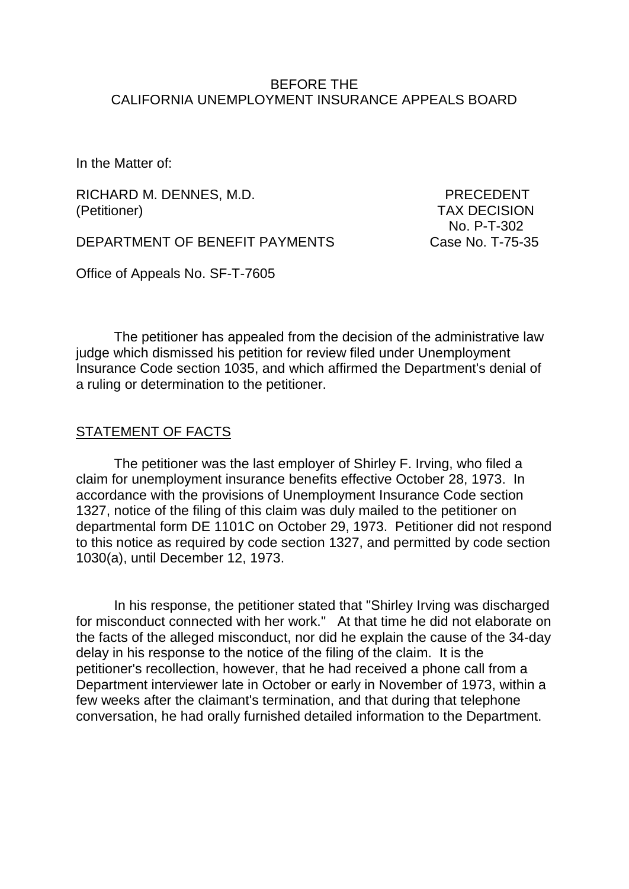BEFORE THE
CALIFORNIA UNEMPLOYMENT INSURANCE APPEALS BOARD

In the Matter of:

RICHARD M. DENNES, M.D.
(Petitioner)

PRECEDENT
TAX DECISION
No. P-T-302

DEPARTMENT OF BENEFIT PAYMENTS

Case No. T-75-35

Office of Appeals No. SF-T-7605

The petitioner has appealed from the decision of the administrative law judge which dismissed his petition for review filed under Unemployment Insurance Code section 1035, and which affirmed the Department's denial of a ruling or determination to the petitioner.

## STATEMENT OF FACTS

The petitioner was the last employer of Shirley F. Irving, who filed a claim for unemployment insurance benefits effective October 28, 1973. In accordance with the provisions of Unemployment Insurance Code section 1327, notice of the filing of this claim was duly mailed to the petitioner on departmental form DE 1101C on October 29, 1973. Petitioner did not respond to this notice as required by code section 1327, and permitted by code section 1030(a), until December 12, 1973.

In his response, the petitioner stated that "Shirley Irving was discharged for misconduct connected with her work." At that time he did not elaborate on the facts of the alleged misconduct, nor did he explain the cause of the 34-day delay in his response to the notice of the filing of the claim. It is the petitioner's recollection, however, that he had received a phone call from a Department interviewer late in October or early in November of 1973, within a few weeks after the claimant's termination, and that during that telephone conversation, he had orally furnished detailed information to the Department.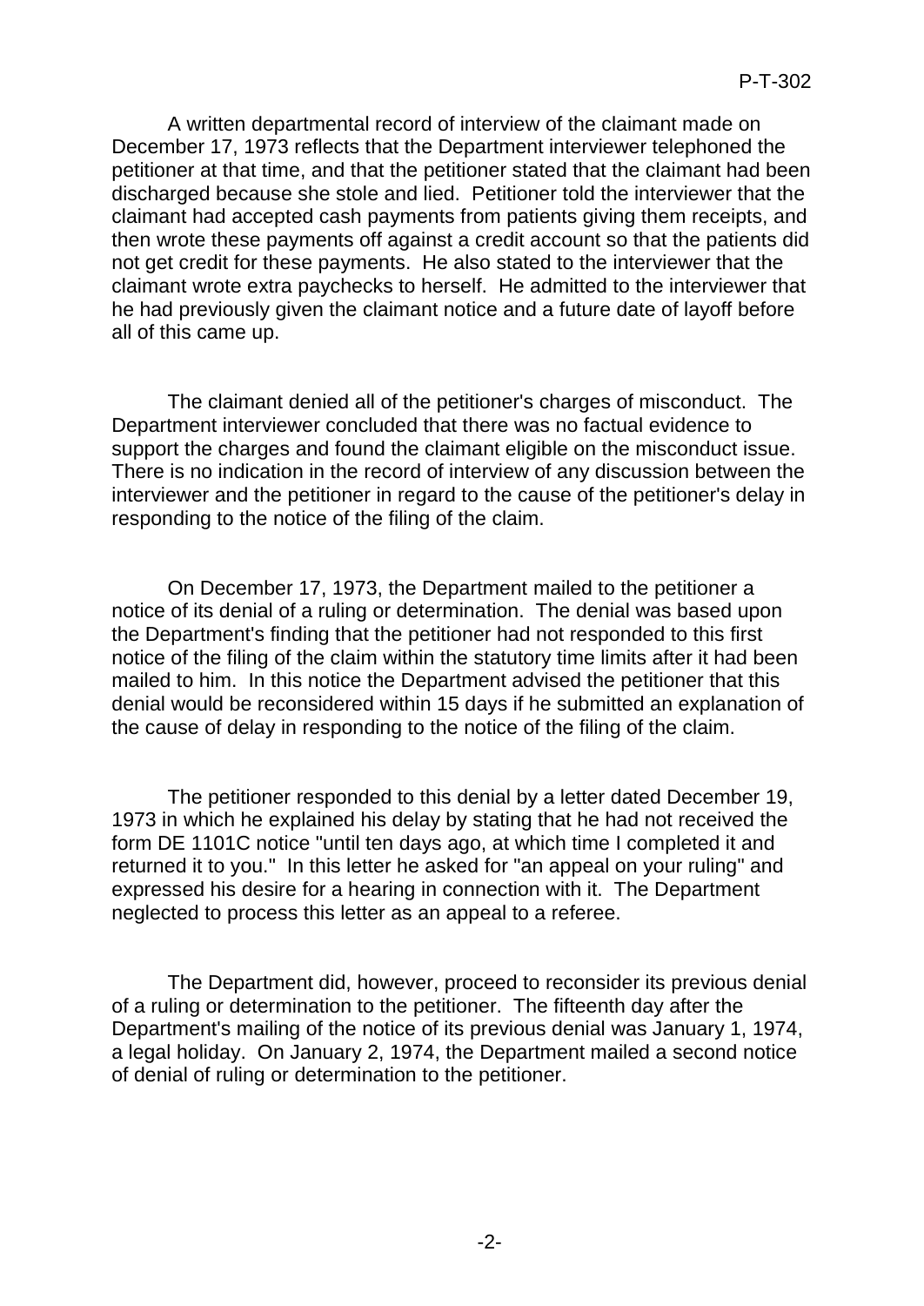A written departmental record of interview of the claimant made on December 17, 1973 reflects that the Department interviewer telephoned the petitioner at that time, and that the petitioner stated that the claimant had been discharged because she stole and lied. Petitioner told the interviewer that the claimant had accepted cash payments from patients giving them receipts, and then wrote these payments off against a credit account so that the patients did not get credit for these payments. He also stated to the interviewer that the claimant wrote extra paychecks to herself. He admitted to the interviewer that he had previously given the claimant notice and a future date of layoff before all of this came up.

The claimant denied all of the petitioner's charges of misconduct. The Department interviewer concluded that there was no factual evidence to support the charges and found the claimant eligible on the misconduct issue. There is no indication in the record of interview of any discussion between the interviewer and the petitioner in regard to the cause of the petitioner's delay in responding to the notice of the filing of the claim.

On December 17, 1973, the Department mailed to the petitioner a notice of its denial of a ruling or determination. The denial was based upon the Department's finding that the petitioner had not responded to this first notice of the filing of the claim within the statutory time limits after it had been mailed to him. In this notice the Department advised the petitioner that this denial would be reconsidered within 15 days if he submitted an explanation of the cause of delay in responding to the notice of the filing of the claim.

The petitioner responded to this denial by a letter dated December 19, 1973 in which he explained his delay by stating that he had not received the form DE 1101C notice "until ten days ago, at which time I completed it and returned it to you." In this letter he asked for "an appeal on your ruling" and expressed his desire for a hearing in connection with it. The Department neglected to process this letter as an appeal to a referee.

The Department did, however, proceed to reconsider its previous denial of a ruling or determination to the petitioner. The fifteenth day after the Department's mailing of the notice of its previous denial was January 1, 1974, a legal holiday. On January 2, 1974, the Department mailed a second notice of denial of ruling or determination to the petitioner.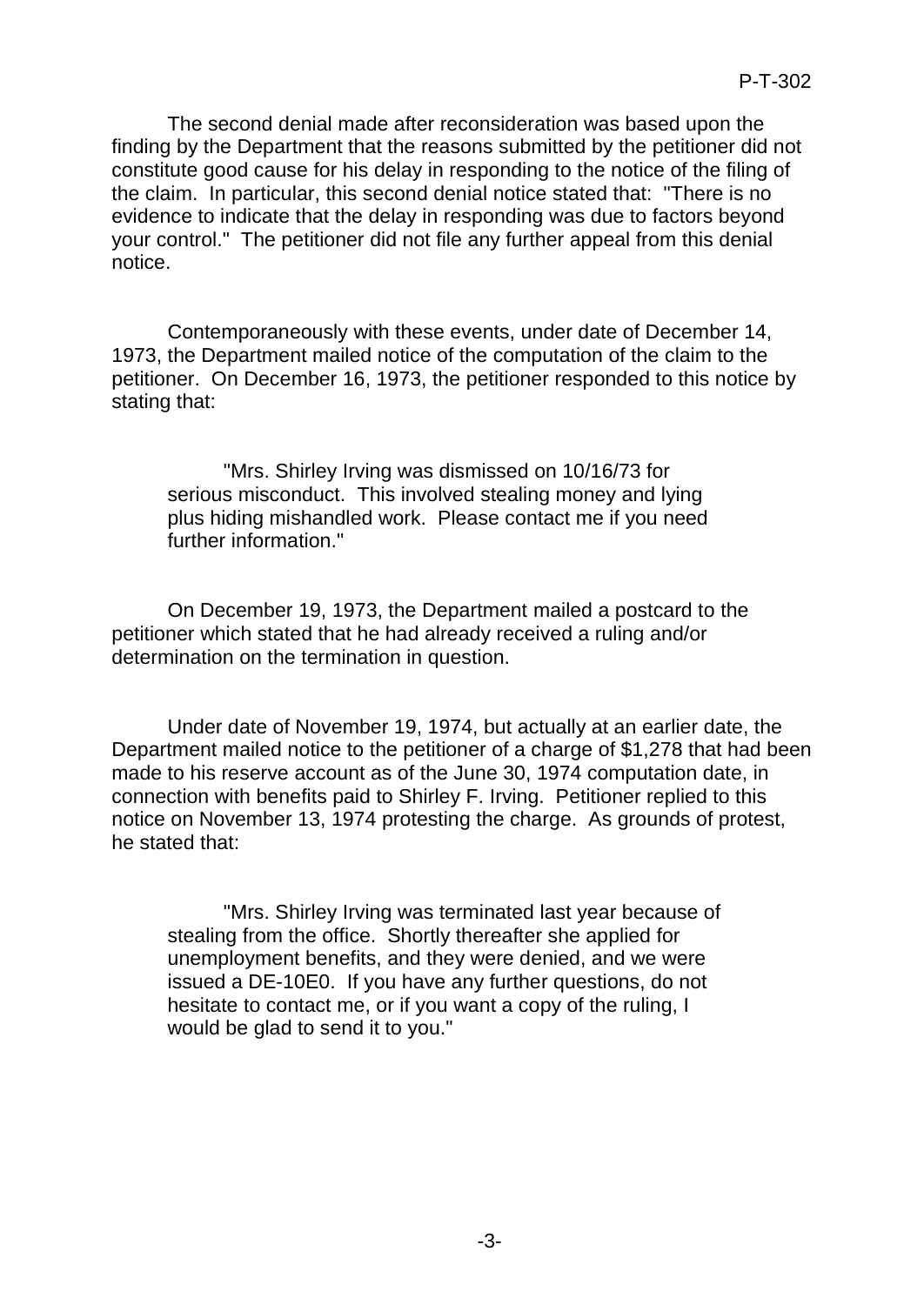The second denial made after reconsideration was based upon the finding by the Department that the reasons submitted by the petitioner did not constitute good cause for his delay in responding to the notice of the filing of the claim. In particular, this second denial notice stated that: "There is no evidence to indicate that the delay in responding was due to factors beyond your control." The petitioner did not file any further appeal from this denial notice.

Contemporaneously with these events, under date of December 14, 1973, the Department mailed notice of the computation of the claim to the petitioner. On December 16, 1973, the petitioner responded to this notice by stating that:

> "Mrs. Shirley Irving was dismissed on 10/16/73 for serious misconduct. This involved stealing money and lying plus hiding mishandled work. Please contact me if you need further information."

On December 19, 1973, the Department mailed a postcard to the petitioner which stated that he had already received a ruling and/or determination on the termination in question.

Under date of November 19, 1974, but actually at an earlier date, the Department mailed notice to the petitioner of a charge of $1,278 that had been made to his reserve account as of the June 30, 1974 computation date, in connection with benefits paid to Shirley F. Irving. Petitioner replied to this notice on November 13, 1974 protesting the charge. As grounds of protest, he stated that:

> "Mrs. Shirley Irving was terminated last year because of stealing from the office. Shortly thereafter she applied for unemployment benefits, and they were denied, and we were issued a DE-10E0. If you have any further questions, do not hesitate to contact me, or if you want a copy of the ruling, I would be glad to send it to you."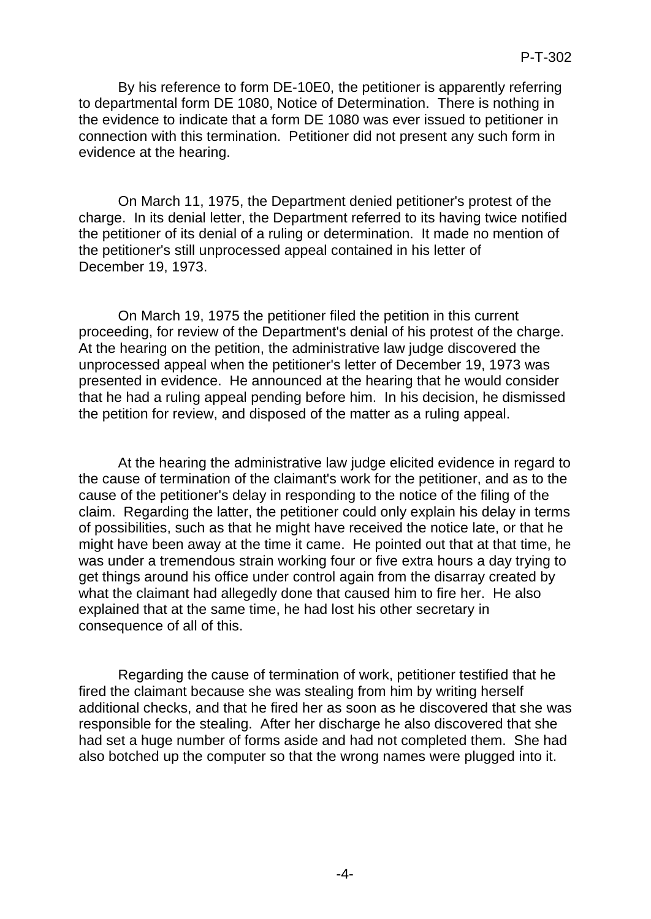By his reference to form DE-10E0, the petitioner is apparently referring to departmental form DE 1080, Notice of Determination. There is nothing in the evidence to indicate that a form DE 1080 was ever issued to petitioner in connection with this termination. Petitioner did not present any such form in evidence at the hearing.

On March 11, 1975, the Department denied petitioner's protest of the charge. In its denial letter, the Department referred to its having twice notified the petitioner of its denial of a ruling or determination. It made no mention of the petitioner's still unprocessed appeal contained in his letter of December 19, 1973.

On March 19, 1975 the petitioner filed the petition in this current proceeding, for review of the Department's denial of his protest of the charge. At the hearing on the petition, the administrative law judge discovered the unprocessed appeal when the petitioner's letter of December 19, 1973 was presented in evidence. He announced at the hearing that he would consider that he had a ruling appeal pending before him. In his decision, he dismissed the petition for review, and disposed of the matter as a ruling appeal.

At the hearing the administrative law judge elicited evidence in regard to the cause of termination of the claimant's work for the petitioner, and as to the cause of the petitioner's delay in responding to the notice of the filing of the claim. Regarding the latter, the petitioner could only explain his delay in terms of possibilities, such as that he might have received the notice late, or that he might have been away at the time it came. He pointed out that at that time, he was under a tremendous strain working four or five extra hours a day trying to get things around his office under control again from the disarray created by what the claimant had allegedly done that caused him to fire her. He also explained that at the same time, he had lost his other secretary in consequence of all of this.

Regarding the cause of termination of work, petitioner testified that he fired the claimant because she was stealing from him by writing herself additional checks, and that he fired her as soon as he discovered that she was responsible for the stealing. After her discharge he also discovered that she had set a huge number of forms aside and had not completed them. She had also botched up the computer so that the wrong names were plugged into it.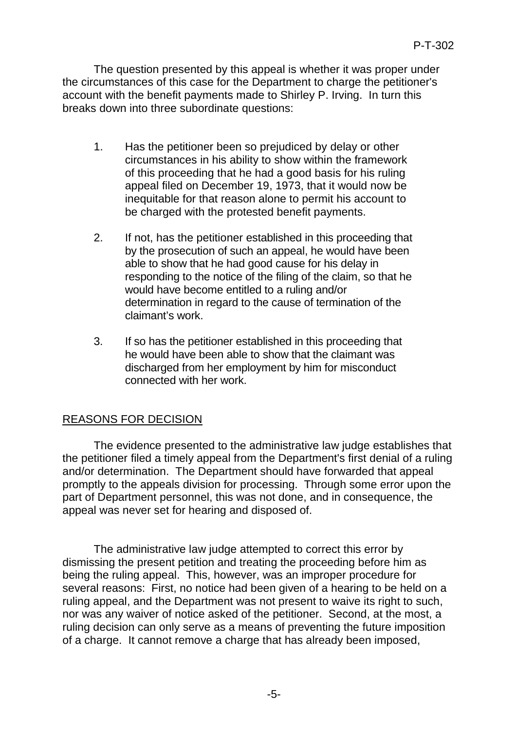The question presented by this appeal is whether it was proper under the circumstances of this case for the Department to charge the petitioner's account with the benefit payments made to Shirley P. Irving. In turn this breaks down into three subordinate questions:

1. Has the petitioner been so prejudiced by delay or other circumstances in his ability to show within the framework of this proceeding that he had a good basis for his ruling appeal filed on December 19, 1973, that it would now be inequitable for that reason alone to permit his account to be charged with the protested benefit payments.

2. If not, has the petitioner established in this proceeding that by the prosecution of such an appeal, he would have been able to show that he had good cause for his delay in responding to the notice of the filing of the claim, so that he would have become entitled to a ruling and/or determination in regard to the cause of termination of the claimant's work.

3. If so has the petitioner established in this proceeding that he would have been able to show that the claimant was discharged from her employment by him for misconduct connected with her work.

## REASONS FOR DECISION

The evidence presented to the administrative law judge establishes that the petitioner filed a timely appeal from the Department's first denial of a ruling and/or determination. The Department should have forwarded that appeal promptly to the appeals division for processing. Through some error upon the part of Department personnel, this was not done, and in consequence, the appeal was never set for hearing and disposed of.

The administrative law judge attempted to correct this error by dismissing the present petition and treating the proceeding before him as being the ruling appeal. This, however, was an improper procedure for several reasons: First, no notice had been given of a hearing to be held on a ruling appeal, and the Department was not present to waive its right to such, nor was any waiver of notice asked of the petitioner. Second, at the most, a ruling decision can only serve as a means of preventing the future imposition of a charge. It cannot remove a charge that has already been imposed,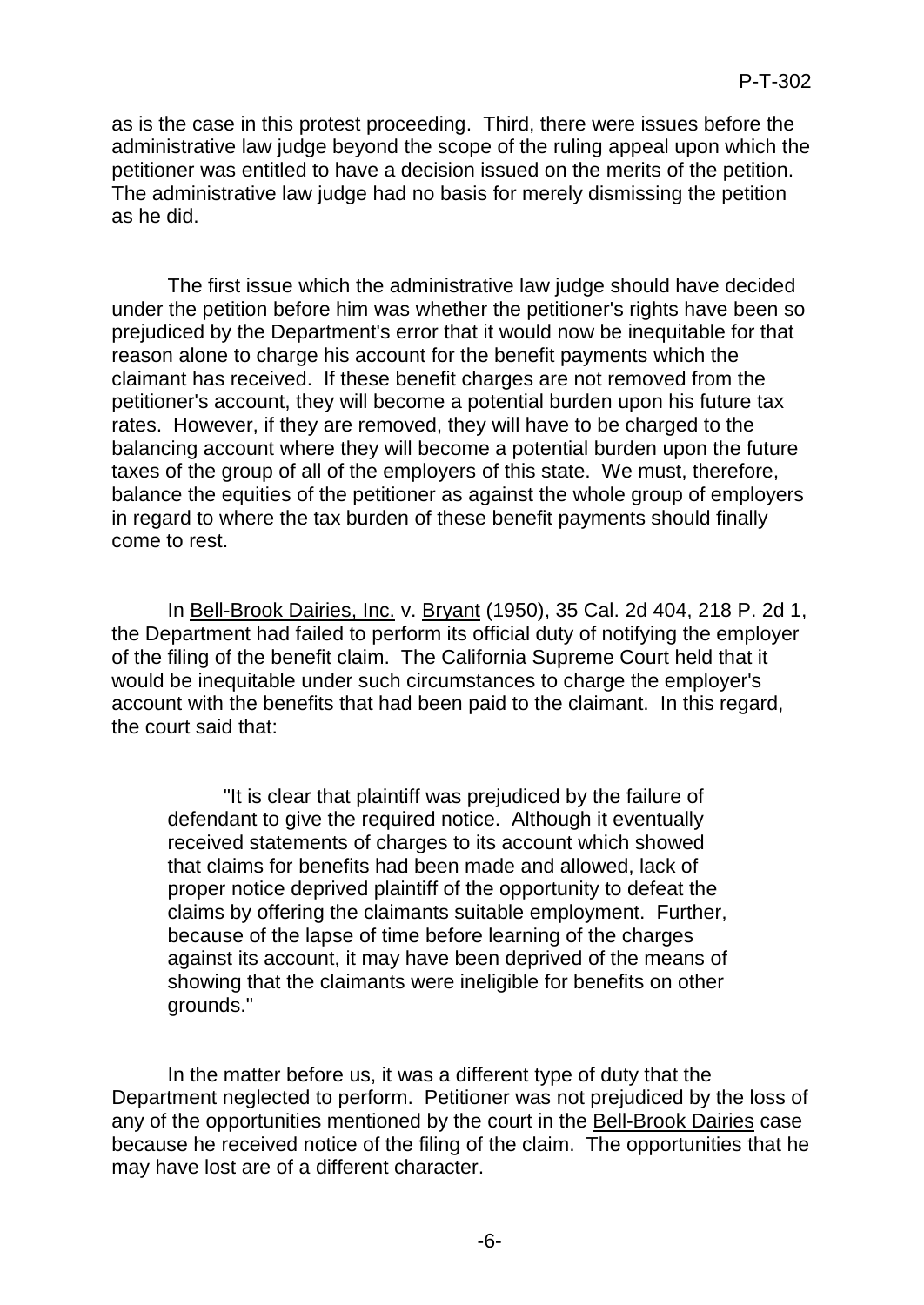as is the case in this protest proceeding. Third, there were issues before the administrative law judge beyond the scope of the ruling appeal upon which the petitioner was entitled to have a decision issued on the merits of the petition. The administrative law judge had no basis for merely dismissing the petition as he did.

The first issue which the administrative law judge should have decided under the petition before him was whether the petitioner's rights have been so prejudiced by the Department's error that it would now be inequitable for that reason alone to charge his account for the benefit payments which the claimant has received. If these benefit charges are not removed from the petitioner's account, they will become a potential burden upon his future tax rates. However, if they are removed, they will have to be charged to the balancing account where they will become a potential burden upon the future taxes of the group of all of the employers of this state. We must, therefore, balance the equities of the petitioner as against the whole group of employers in regard to where the tax burden of these benefit payments should finally come to rest.

In Bell-Brook Dairies, Inc. v. Bryant (1950), 35 Cal. 2d 404, 218 P. 2d 1, the Department had failed to perform its official duty of notifying the employer of the filing of the benefit claim. The California Supreme Court held that it would be inequitable under such circumstances to charge the employer's account with the benefits that had been paid to the claimant. In this regard, the court said that:

> "It is clear that plaintiff was prejudiced by the failure of defendant to give the required notice. Although it eventually received statements of charges to its account which showed that claims for benefits had been made and allowed, lack of proper notice deprived plaintiff of the opportunity to defeat the claims by offering the claimants suitable employment. Further, because of the lapse of time before learning of the charges against its account, it may have been deprived of the means of showing that the claimants were ineligible for benefits on other grounds."

In the matter before us, it was a different type of duty that the Department neglected to perform. Petitioner was not prejudiced by the loss of any of the opportunities mentioned by the court in the Bell-Brook Dairies case because he received notice of the filing of the claim. The opportunities that he may have lost are of a different character.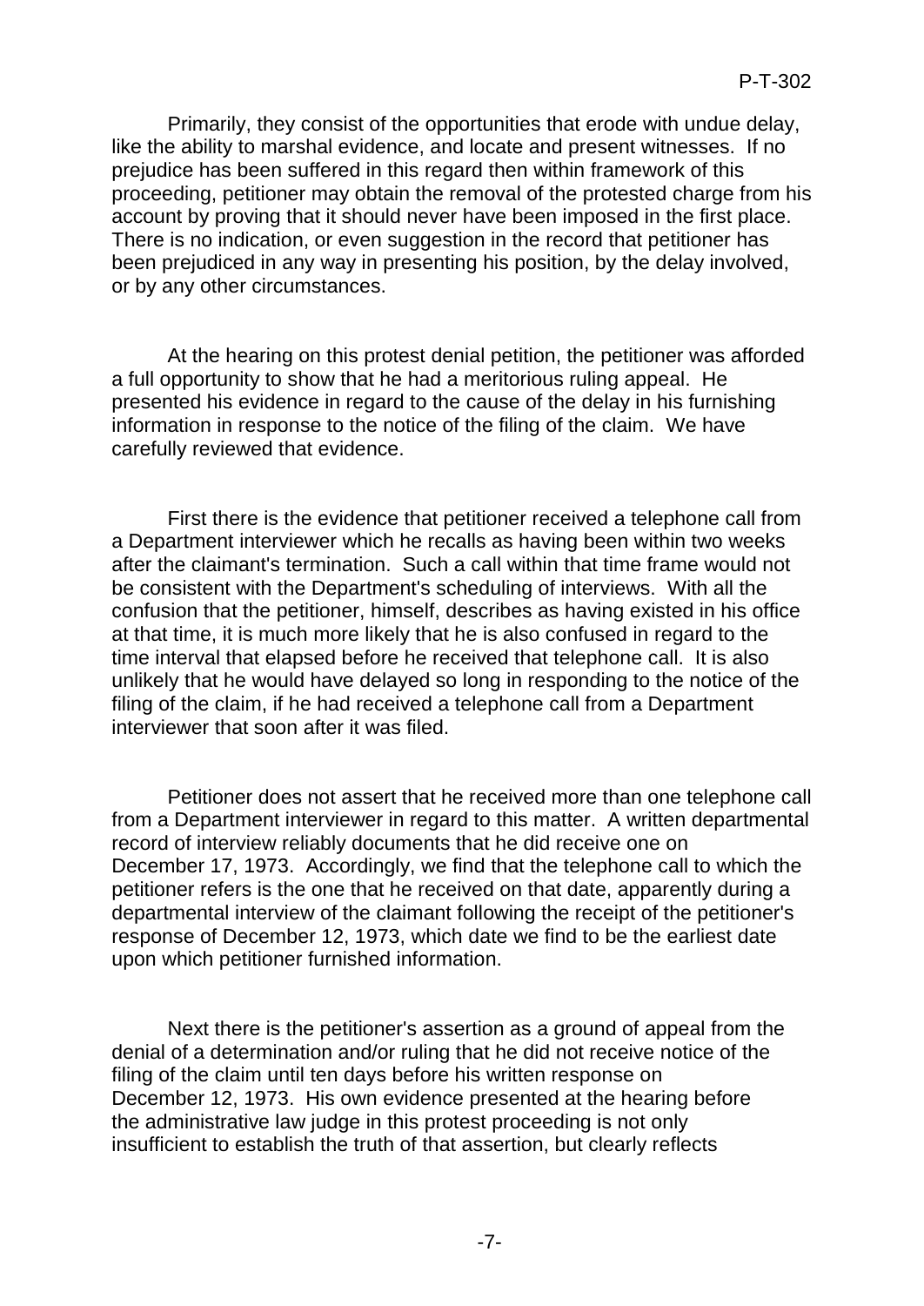Primarily, they consist of the opportunities that erode with undue delay, like the ability to marshal evidence, and locate and present witnesses. If no prejudice has been suffered in this regard then within framework of this proceeding, petitioner may obtain the removal of the protested charge from his account by proving that it should never have been imposed in the first place. There is no indication, or even suggestion in the record that petitioner has been prejudiced in any way in presenting his position, by the delay involved, or by any other circumstances.

At the hearing on this protest denial petition, the petitioner was afforded a full opportunity to show that he had a meritorious ruling appeal. He presented his evidence in regard to the cause of the delay in his furnishing information in response to the notice of the filing of the claim. We have carefully reviewed that evidence.

First there is the evidence that petitioner received a telephone call from a Department interviewer which he recalls as having been within two weeks after the claimant's termination. Such a call within that time frame would not be consistent with the Department's scheduling of interviews. With all the confusion that the petitioner, himself, describes as having existed in his office at that time, it is much more likely that he is also confused in regard to the time interval that elapsed before he received that telephone call. It is also unlikely that he would have delayed so long in responding to the notice of the filing of the claim, if he had received a telephone call from a Department interviewer that soon after it was filed.

Petitioner does not assert that he received more than one telephone call from a Department interviewer in regard to this matter. A written departmental record of interview reliably documents that he did receive one on December 17, 1973. Accordingly, we find that the telephone call to which the petitioner refers is the one that he received on that date, apparently during a departmental interview of the claimant following the receipt of the petitioner's response of December 12, 1973, which date we find to be the earliest date upon which petitioner furnished information.

Next there is the petitioner's assertion as a ground of appeal from the denial of a determination and/or ruling that he did not receive notice of the filing of the claim until ten days before his written response on December 12, 1973. His own evidence presented at the hearing before the administrative law judge in this protest proceeding is not only insufficient to establish the truth of that assertion, but clearly reflects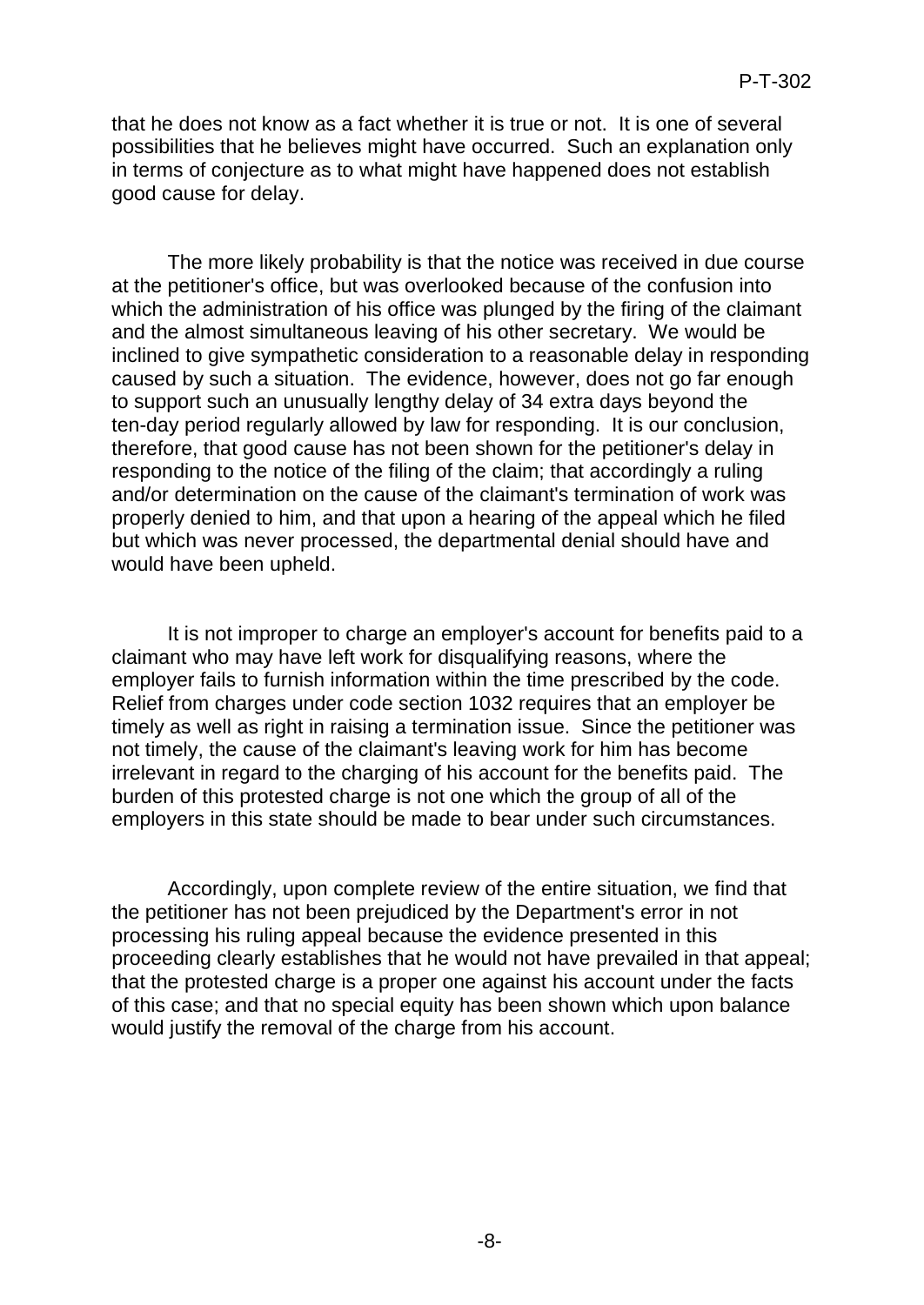that he does not know as a fact whether it is true or not. It is one of several possibilities that he believes might have occurred. Such an explanation only in terms of conjecture as to what might have happened does not establish good cause for delay.

The more likely probability is that the notice was received in due course at the petitioner's office, but was overlooked because of the confusion into which the administration of his office was plunged by the firing of the claimant and the almost simultaneous leaving of his other secretary. We would be inclined to give sympathetic consideration to a reasonable delay in responding caused by such a situation. The evidence, however, does not go far enough to support such an unusually lengthy delay of 34 extra days beyond the ten-day period regularly allowed by law for responding. It is our conclusion, therefore, that good cause has not been shown for the petitioner's delay in responding to the notice of the filing of the claim; that accordingly a ruling and/or determination on the cause of the claimant's termination of work was properly denied to him, and that upon a hearing of the appeal which he filed but which was never processed, the departmental denial should have and would have been upheld.

It is not improper to charge an employer's account for benefits paid to a claimant who may have left work for disqualifying reasons, where the employer fails to furnish information within the time prescribed by the code. Relief from charges under code section 1032 requires that an employer be timely as well as right in raising a termination issue. Since the petitioner was not timely, the cause of the claimant's leaving work for him has become irrelevant in regard to the charging of his account for the benefits paid. The burden of this protested charge is not one which the group of all of the employers in this state should be made to bear under such circumstances.

Accordingly, upon complete review of the entire situation, we find that the petitioner has not been prejudiced by the Department's error in not processing his ruling appeal because the evidence presented in this proceeding clearly establishes that he would not have prevailed in that appeal; that the protested charge is a proper one against his account under the facts of this case; and that no special equity has been shown which upon balance would justify the removal of the charge from his account.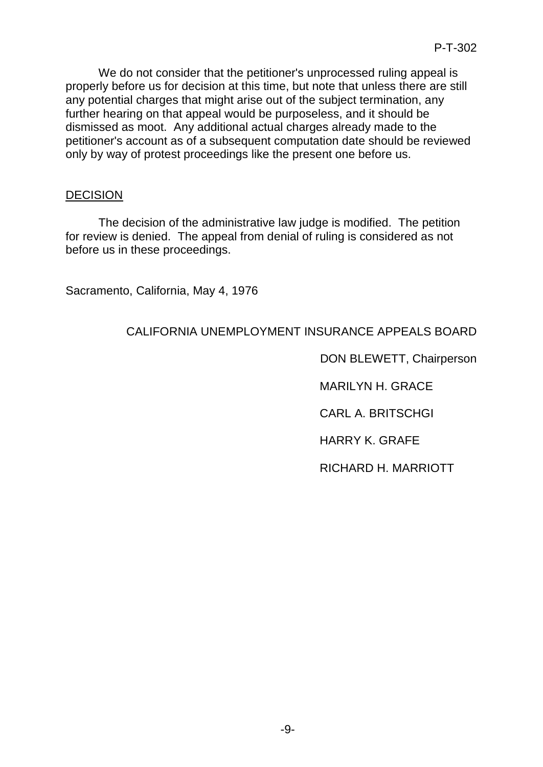We do not consider that the petitioner's unprocessed ruling appeal is properly before us for decision at this time, but note that unless there are still any potential charges that might arise out of the subject termination, any further hearing on that appeal would be purposeless, and it should be dismissed as moot. Any additional actual charges already made to the petitioner's account as of a subsequent computation date should be reviewed only by way of protest proceedings like the present one before us.

## DECISION

The decision of the administrative law judge is modified. The petition for review is denied. The appeal from denial of ruling is considered as not before us in these proceedings.

Sacramento, California, May 4, 1976

CALIFORNIA UNEMPLOYMENT INSURANCE APPEALS BOARD

DON BLEWETT, Chairperson

MARILYN H. GRACE

CARL A. BRITSCHGI

HARRY K. GRAFE

RICHARD H. MARRIOTT